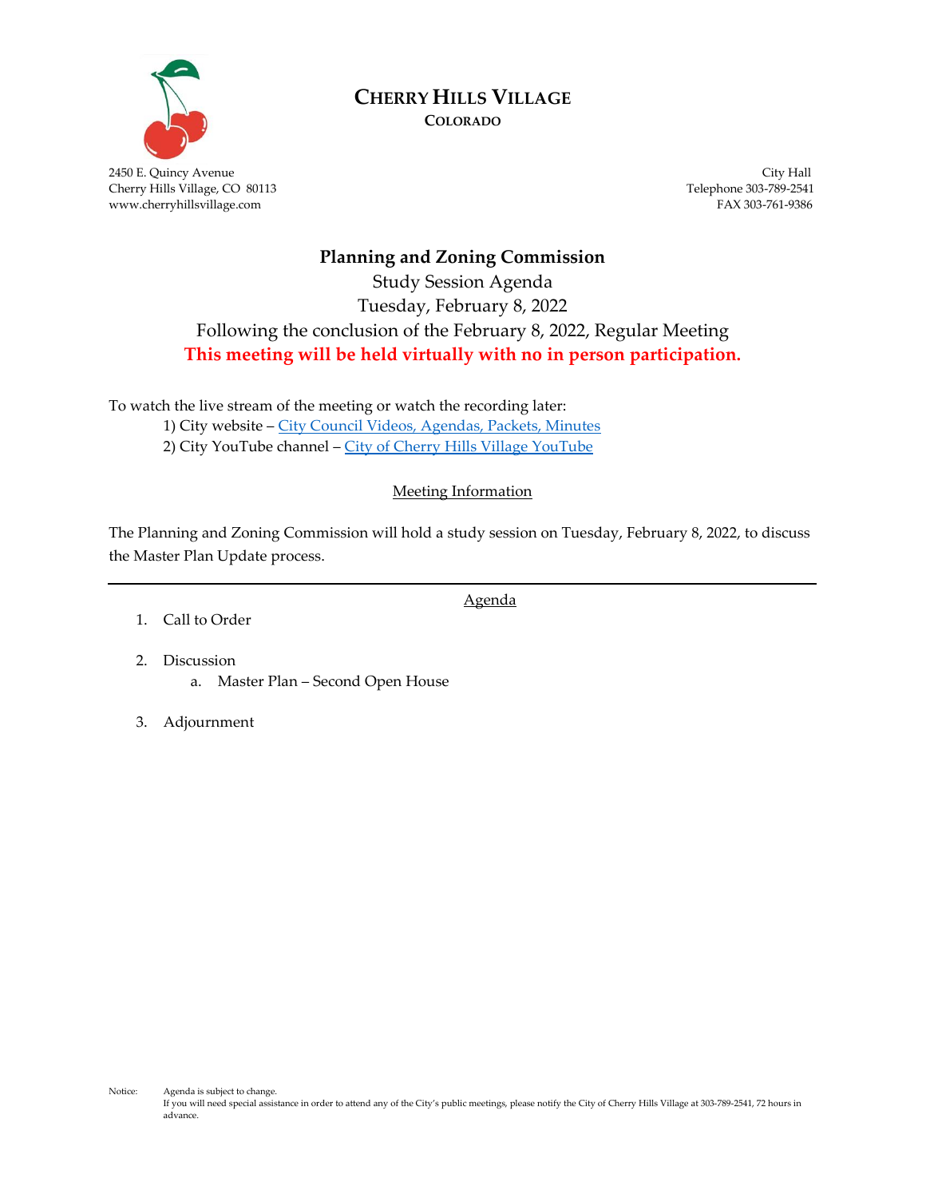# CHERRY HILLS VILLAGE

**COLORADO**

2450 E. Quincy Avenue
Cherry Hills Village, CO 80113
www.cherryhillsvillage.com

City Hall
Telephone 303-789-2541
FAX 303-761-9386

## Planning and Zoning Commission

Study Session Agenda
Tuesday, February 8, 2022
Following the conclusion of the February 8, 2022, Regular Meeting
**This meeting will be held virtually with no in person participation.**

To watch the live stream of the meeting or watch the recording later:

1) City website – City Council Videos, Agendas, Packets, Minutes
2) City YouTube channel – City of Cherry Hills Village YouTube

### Meeting Information

The Planning and Zoning Commission will hold a study session on Tuesday, February 8, 2022, to discuss the Master Plan Update process.

---

### Agenda

1. Call to Order
2. Discussion
   a. Master Plan – Second Open House
3. Adjournment

Notice: Agenda is subject to change.
If you will need special assistance in order to attend any of the City's public meetings, please notify the City of Cherry Hills Village at 303-789-2541, 72 hours in advance.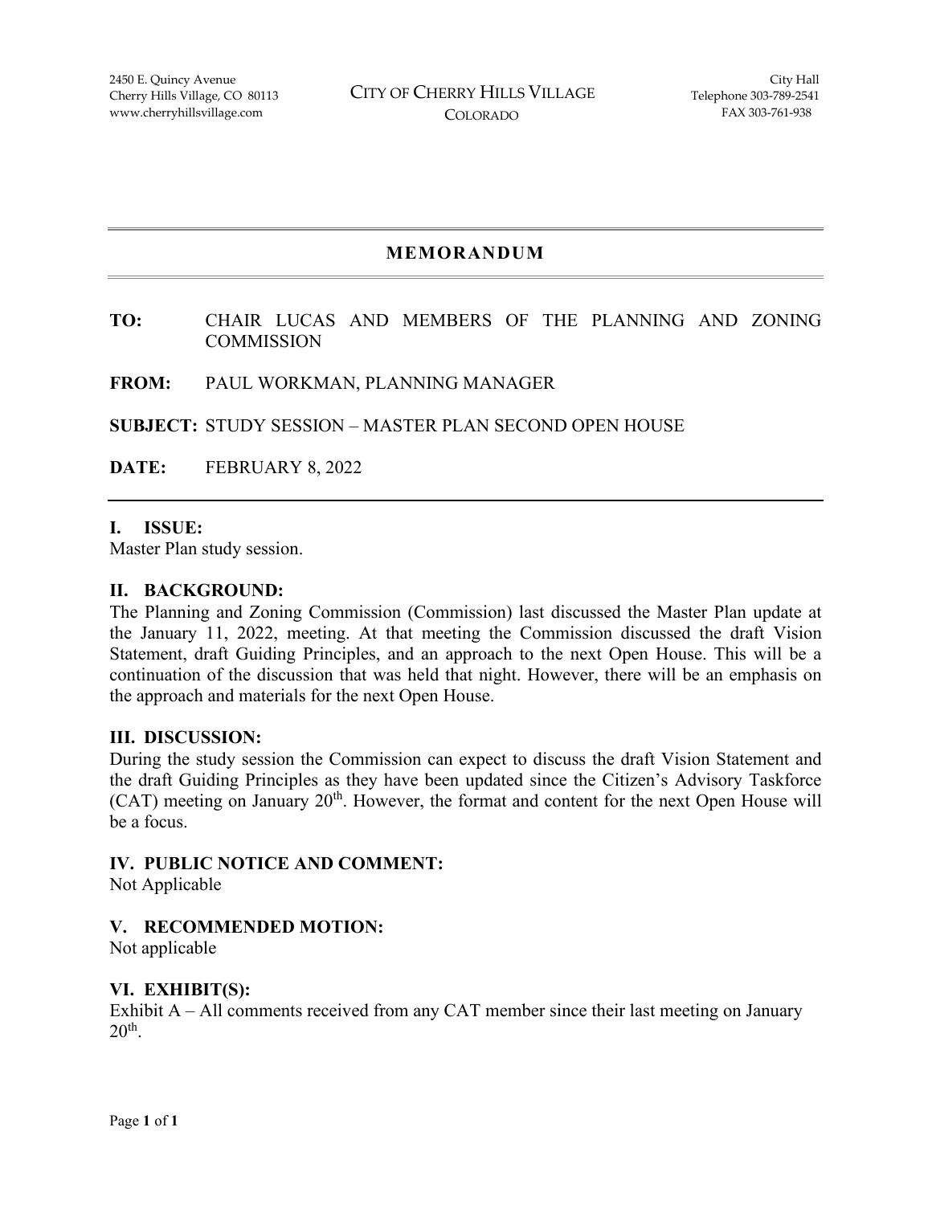2450 E. Quincy Avenue
Cherry Hills Village, CO 80113
www.cherryhillsvillage.com

CITY OF CHERRY HILLS VILLAGE
COLORADO

City Hall
Telephone 303-789-2541
FAX 303-761-938

# MEMORANDUM

**TO:** CHAIR LUCAS AND MEMBERS OF THE PLANNING AND ZONING COMMISSION

**FROM:** PAUL WORKMAN, PLANNING MANAGER

**SUBJECT:** STUDY SESSION – MASTER PLAN SECOND OPEN HOUSE

**DATE:** FEBRUARY 8, 2022

## I. ISSUE:

Master Plan study session.

## II. BACKGROUND:

The Planning and Zoning Commission (Commission) last discussed the Master Plan update at the January 11, 2022, meeting. At that meeting the Commission discussed the draft Vision Statement, draft Guiding Principles, and an approach to the next Open House. This will be a continuation of the discussion that was held that night. However, there will be an emphasis on the approach and materials for the next Open House.

## III. DISCUSSION:

During the study session the Commission can expect to discuss the draft Vision Statement and the draft Guiding Principles as they have been updated since the Citizen's Advisory Taskforce (CAT) meeting on January 20th. However, the format and content for the next Open House will be a focus.

## IV. PUBLIC NOTICE AND COMMENT:

Not Applicable

## V. RECOMMENDED MOTION:

Not applicable

## VI. EXHIBIT(S):

Exhibit A – All comments received from any CAT member since their last meeting on January 20th.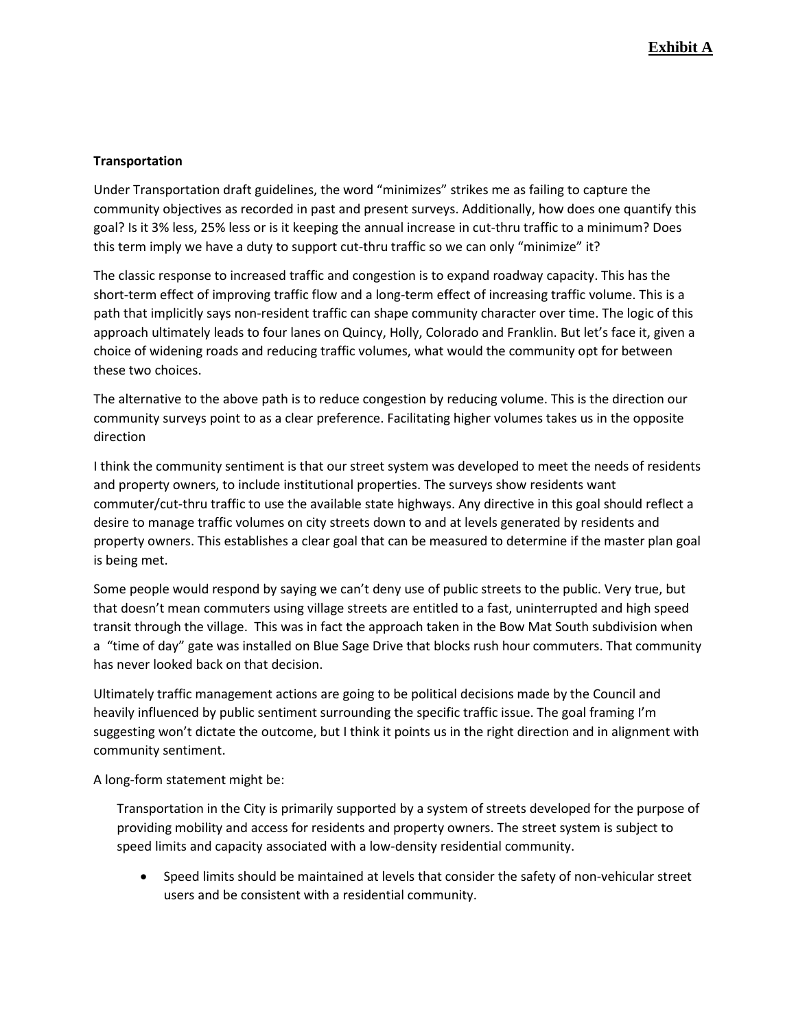**Exhibit A**

**Transportation**

Under Transportation draft guidelines, the word "minimizes" strikes me as failing to capture the community objectives as recorded in past and present surveys. Additionally, how does one quantify this goal? Is it 3% less, 25% less or is it keeping the annual increase in cut-thru traffic to a minimum? Does this term imply we have a duty to support cut-thru traffic so we can only "minimize" it?

The classic response to increased traffic and congestion is to expand roadway capacity. This has the short-term effect of improving traffic flow and a long-term effect of increasing traffic volume. This is a path that implicitly says non-resident traffic can shape community character over time. The logic of this approach ultimately leads to four lanes on Quincy, Holly, Colorado and Franklin. But let's face it, given a choice of widening roads and reducing traffic volumes, what would the community opt for between these two choices.

The alternative to the above path is to reduce congestion by reducing volume. This is the direction our community surveys point to as a clear preference. Facilitating higher volumes takes us in the opposite direction

I think the community sentiment is that our street system was developed to meet the needs of residents and property owners, to include institutional properties. The surveys show residents want commuter/cut-thru traffic to use the available state highways. Any directive in this goal should reflect a desire to manage traffic volumes on city streets down to and at levels generated by residents and property owners. This establishes a clear goal that can be measured to determine if the master plan goal is being met.

Some people would respond by saying we can't deny use of public streets to the public. Very true, but that doesn't mean commuters using village streets are entitled to a fast, uninterrupted and high speed transit through the village. This was in fact the approach taken in the Bow Mat South subdivision when a "time of day" gate was installed on Blue Sage Drive that blocks rush hour commuters. That community has never looked back on that decision.

Ultimately traffic management actions are going to be political decisions made by the Council and heavily influenced by public sentiment surrounding the specific traffic issue. The goal framing I'm suggesting won't dictate the outcome, but I think it points us in the right direction and in alignment with community sentiment.

A long-form statement might be:

> Transportation in the City is primarily supported by a system of streets developed for the purpose of providing mobility and access for residents and property owners. The street system is subject to speed limits and capacity associated with a low-density residential community.
>
> - Speed limits should be maintained at levels that consider the safety of non-vehicular street users and be consistent with a residential community.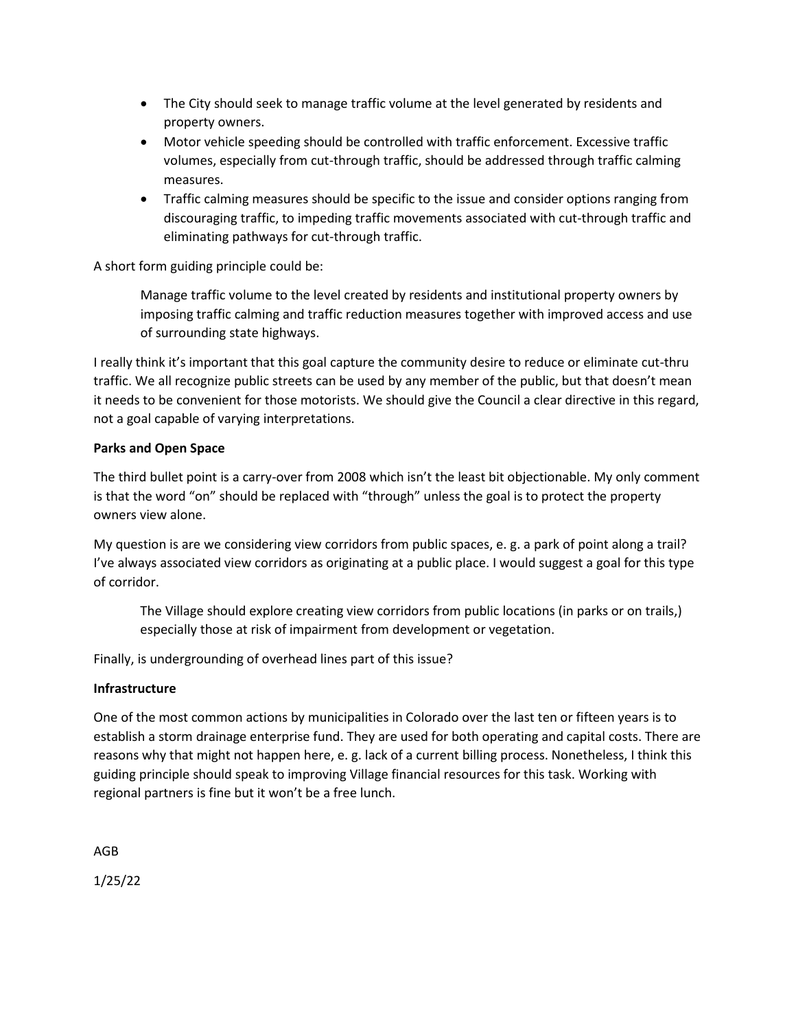- The City should seek to manage traffic volume at the level generated by residents and property owners.
- Motor vehicle speeding should be controlled with traffic enforcement. Excessive traffic volumes, especially from cut-through traffic, should be addressed through traffic calming measures.
- Traffic calming measures should be specific to the issue and consider options ranging from discouraging traffic, to impeding traffic movements associated with cut-through traffic and eliminating pathways for cut-through traffic.

A short form guiding principle could be:

> Manage traffic volume to the level created by residents and institutional property owners by imposing traffic calming and traffic reduction measures together with improved access and use of surrounding state highways.

I really think it's important that this goal capture the community desire to reduce or eliminate cut-thru traffic. We all recognize public streets can be used by any member of the public, but that doesn't mean it needs to be convenient for those motorists. We should give the Council a clear directive in this regard, not a goal capable of varying interpretations.

**Parks and Open Space**

The third bullet point is a carry-over from 2008 which isn't the least bit objectionable. My only comment is that the word "on" should be replaced with "through" unless the goal is to protect the property owners view alone.

My question is are we considering view corridors from public spaces, e. g. a park of point along a trail? I've always associated view corridors as originating at a public place. I would suggest a goal for this type of corridor.

> The Village should explore creating view corridors from public locations (in parks or on trails,) especially those at risk of impairment from development or vegetation.

Finally, is undergrounding of overhead lines part of this issue?

**Infrastructure**

One of the most common actions by municipalities in Colorado over the last ten or fifteen years is to establish a storm drainage enterprise fund. They are used for both operating and capital costs. There are reasons why that might not happen here, e. g. lack of a current billing process. Nonetheless, I think this guiding principle should speak to improving Village financial resources for this task. Working with regional partners is fine but it won't be a free lunch.

AGB

1/25/22